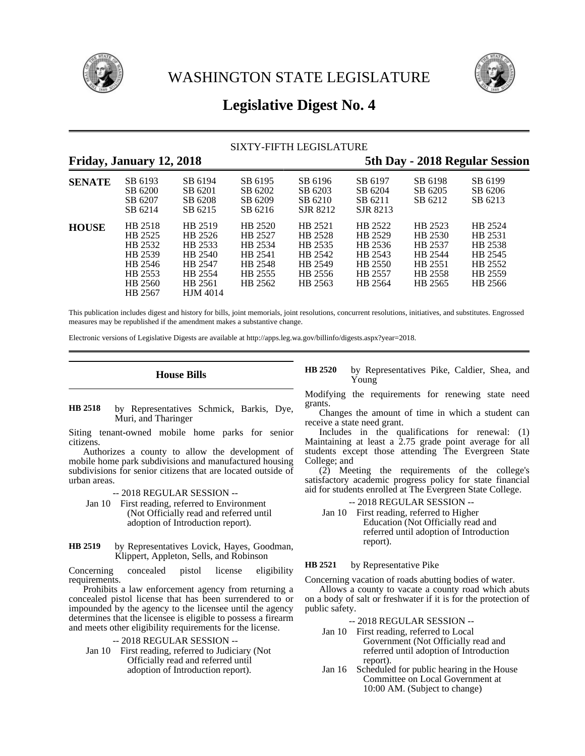# WASHINGTON STATE LEGISLATURE

## Legislative Digest No. 4

SIXTY-FIFTH LEGISLATURE

**Friday, January 12, 2018** **5th Day - 2018 Regular Session**

| | | | | | | | |
|---|---|---|---|---|---|---|---|
| **SENATE** | SB 6193 | SB 6194 | SB 6195 | SB 6196 | SB 6197 | SB 6198 | SB 6199 |
| | SB 6200 | SB 6201 | SB 6202 | SB 6203 | SB 6204 | SB 6205 | SB 6206 |
| | SB 6207 | SB 6208 | SB 6209 | SB 6210 | SB 6211 | SB 6212 | SB 6213 |
| | SB 6214 | SB 6215 | SB 6216 | SJR 8212 | SJR 8213 | | |
| **HOUSE** | HB 2518 | HB 2519 | HB 2520 | HB 2521 | HB 2522 | HB 2523 | HB 2524 |
| | HB 2525 | HB 2526 | HB 2527 | HB 2528 | HB 2529 | HB 2530 | HB 2531 |
| | HB 2532 | HB 2533 | HB 2534 | HB 2535 | HB 2536 | HB 2537 | HB 2538 |
| | HB 2539 | HB 2540 | HB 2541 | HB 2542 | HB 2543 | HB 2544 | HB 2545 |
| | HB 2546 | HB 2547 | HB 2548 | HB 2549 | HB 2550 | HB 2551 | HB 2552 |
| | HB 2553 | HB 2554 | HB 2555 | HB 2556 | HB 2557 | HB 2558 | HB 2559 |
| | HB 2560 | HB 2561 | HB 2562 | HB 2563 | HB 2564 | HB 2565 | HB 2566 |
| | HB 2567 | HJM 4014 | | | | | |

This publication includes digest and history for bills, joint memorials, joint resolutions, concurrent resolutions, initiatives, and substitutes. Engrossed measures may be republished if the amendment makes a substantive change.

Electronic versions of Legislative Digests are available at http://apps.leg.wa.gov/billinfo/digests.aspx?year=2018.

### House Bills

**HB 2518** by Representatives Schmick, Barkis, Dye, Muri, and Tharinger

Siting tenant-owned mobile home parks for senior citizens.

Authorizes a county to allow the development of mobile home park subdivisions and manufactured housing subdivisions for senior citizens that are located outside of urban areas.

-- 2018 REGULAR SESSION --

Jan 10 First reading, referred to Environment (Not Officially read and referred until adoption of Introduction report).

**HB 2519** by Representatives Lovick, Hayes, Goodman, Klippert, Appleton, Sells, and Robinson

Concerning concealed pistol license eligibility requirements.

Prohibits a law enforcement agency from returning a concealed pistol license that has been surrendered to or impounded by the agency to the licensee until the agency determines that the licensee is eligible to possess a firearm and meets other eligibility requirements for the license.

-- 2018 REGULAR SESSION --

Jan 10 First reading, referred to Judiciary (Not Officially read and referred until adoption of Introduction report).

**HB 2520** by Representatives Pike, Caldier, Shea, and Young

Modifying the requirements for renewing state need grants.

Changes the amount of time in which a student can receive a state need grant.

Includes in the qualifications for renewal: (1) Maintaining at least a 2.75 grade point average for all students except those attending The Evergreen State College; and

(2) Meeting the requirements of the college's satisfactory academic progress policy for state financial aid for students enrolled at The Evergreen State College.

-- 2018 REGULAR SESSION --

Jan 10 First reading, referred to Higher Education (Not Officially read and referred until adoption of Introduction report).

**HB 2521** by Representative Pike

Concerning vacation of roads abutting bodies of water.

Allows a county to vacate a county road which abuts on a body of salt or freshwater if it is for the protection of public safety.

-- 2018 REGULAR SESSION --

Jan 10 First reading, referred to Local Government (Not Officially read and referred until adoption of Introduction report).

Jan 16 Scheduled for public hearing in the House Committee on Local Government at 10:00 AM. (Subject to change)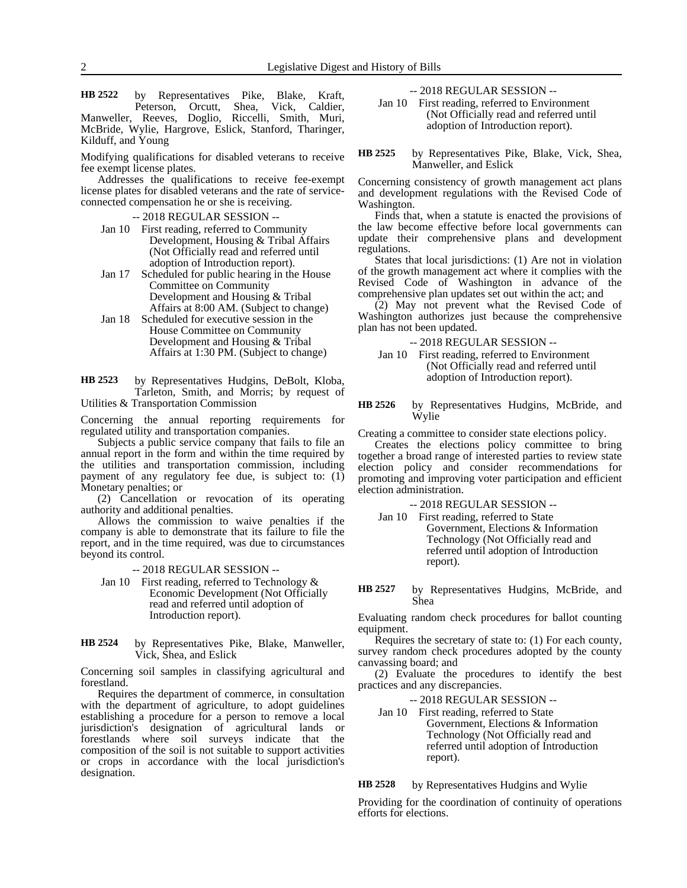**HB 2522** by Representatives Pike, Blake, Kraft, Peterson, Orcutt, Shea, Vick, Caldier, Manweller, Reeves, Doglio, Riccelli, Smith, Muri, McBride, Wylie, Hargrove, Eslick, Stanford, Tharinger, Kilduff, and Young

Modifying qualifications for disabled veterans to receive fee exempt license plates.

Addresses the qualifications to receive fee-exempt license plates for disabled veterans and the rate of service-connected compensation he or she is receiving.

-- 2018 REGULAR SESSION --

Jan 10 First reading, referred to Community Development, Housing & Tribal Affairs (Not Officially read and referred until adoption of Introduction report).

Jan 17 Scheduled for public hearing in the House Committee on Community Development and Housing & Tribal Affairs at 8:00 AM. (Subject to change)

Jan 18 Scheduled for executive session in the House Committee on Community Development and Housing & Tribal Affairs at 1:30 PM. (Subject to change)

**HB 2523** by Representatives Hudgins, DeBolt, Kloba, Tarleton, Smith, and Morris; by request of Utilities & Transportation Commission

Concerning the annual reporting requirements for regulated utility and transportation companies.

Subjects a public service company that fails to file an annual report in the form and within the time required by the utilities and transportation commission, including payment of any regulatory fee due, is subject to: (1) Monetary penalties; or

(2) Cancellation or revocation of its operating authority and additional penalties.

Allows the commission to waive penalties if the company is able to demonstrate that its failure to file the report, and in the time required, was due to circumstances beyond its control.

-- 2018 REGULAR SESSION --

Jan 10 First reading, referred to Technology & Economic Development (Not Officially read and referred until adoption of Introduction report).

**HB 2524** by Representatives Pike, Blake, Manweller, Vick, Shea, and Eslick

Concerning soil samples in classifying agricultural and forestland.

Requires the department of commerce, in consultation with the department of agriculture, to adopt guidelines establishing a procedure for a person to remove a local jurisdiction's designation of agricultural lands or forestlands where soil surveys indicate that the composition of the soil is not suitable to support activities or crops in accordance with the local jurisdiction's designation.

-- 2018 REGULAR SESSION --

Jan 10 First reading, referred to Environment (Not Officially read and referred until adoption of Introduction report).

**HB 2525** by Representatives Pike, Blake, Vick, Shea, Manweller, and Eslick

Concerning consistency of growth management act plans and development regulations with the Revised Code of Washington.

Finds that, when a statute is enacted the provisions of the law become effective before local governments can update their comprehensive plans and development regulations.

States that local jurisdictions: (1) Are not in violation of the growth management act where it complies with the Revised Code of Washington in advance of the comprehensive plan updates set out within the act; and

(2) May not prevent what the Revised Code of Washington authorizes just because the comprehensive plan has not been updated.

-- 2018 REGULAR SESSION --

Jan 10 First reading, referred to Environment (Not Officially read and referred until adoption of Introduction report).

**HB 2526** by Representatives Hudgins, McBride, and Wylie

Creating a committee to consider state elections policy.

Creates the elections policy committee to bring together a broad range of interested parties to review state election policy and consider recommendations for promoting and improving voter participation and efficient election administration.

-- 2018 REGULAR SESSION --

Jan 10 First reading, referred to State Government, Elections & Information Technology (Not Officially read and referred until adoption of Introduction report).

**HB 2527** by Representatives Hudgins, McBride, and Shea

Evaluating random check procedures for ballot counting equipment.

Requires the secretary of state to: (1) For each county, survey random check procedures adopted by the county canvassing board; and

(2) Evaluate the procedures to identify the best practices and any discrepancies.

-- 2018 REGULAR SESSION --

Jan 10 First reading, referred to State Government, Elections & Information Technology (Not Officially read and referred until adoption of Introduction report).

**HB 2528** by Representatives Hudgins and Wylie

Providing for the coordination of continuity of operations efforts for elections.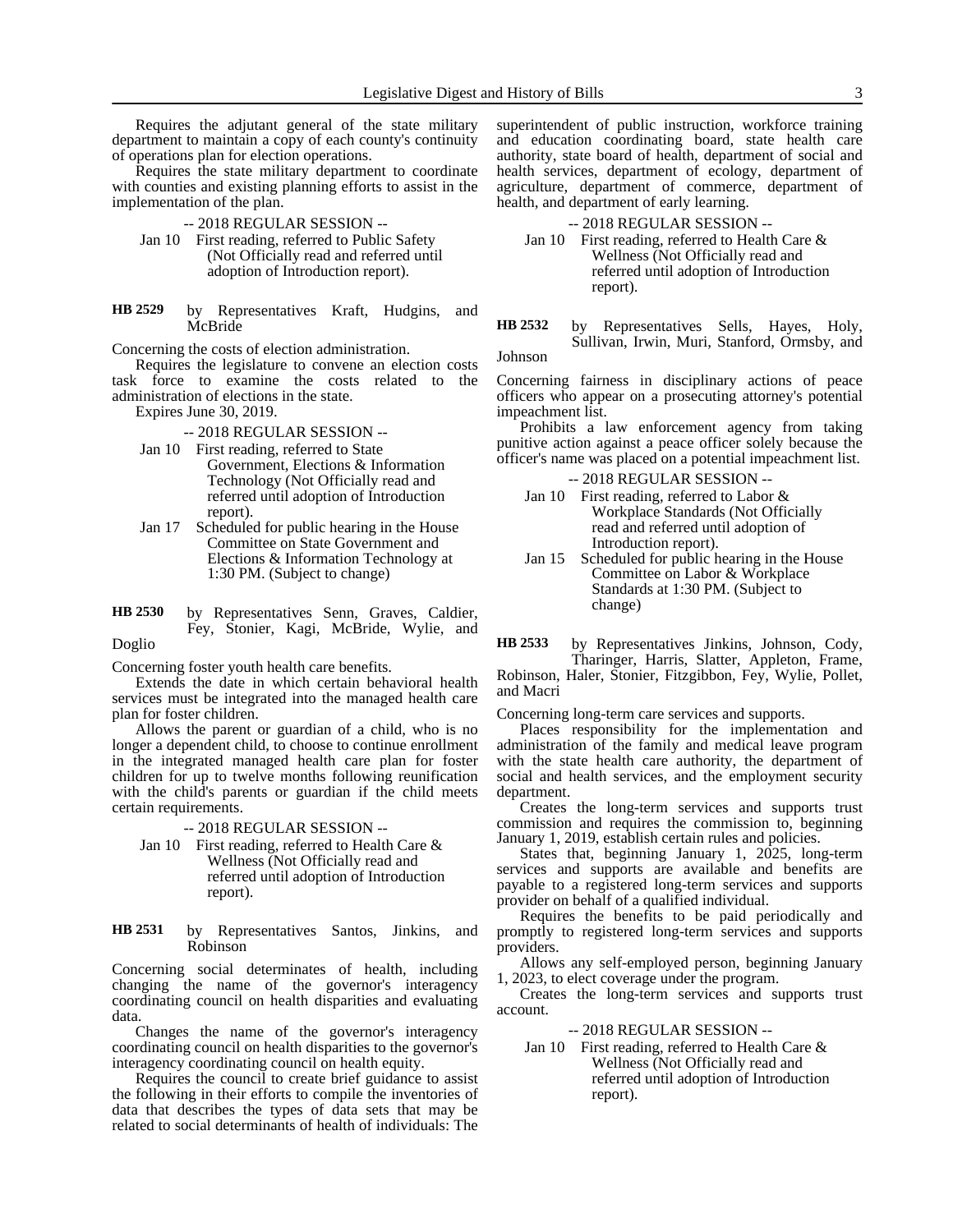Requires the adjutant general of the state military department to maintain a copy of each county's continuity of operations plan for election operations.

Requires the state military department to coordinate with counties and existing planning efforts to assist in the implementation of the plan.

-- 2018 REGULAR SESSION --

Jan 10 First reading, referred to Public Safety (Not Officially read and referred until adoption of Introduction report).

**HB 2529** by Representatives Kraft, Hudgins, and McBride

Concerning the costs of election administration.

Requires the legislature to convene an election costs task force to examine the costs related to the administration of elections in the state.

Expires June 30, 2019.

-- 2018 REGULAR SESSION --

Jan 10 First reading, referred to State Government, Elections & Information Technology (Not Officially read and referred until adoption of Introduction report).

Jan 17 Scheduled for public hearing in the House Committee on State Government and Elections & Information Technology at 1:30 PM. (Subject to change)

**HB 2530** by Representatives Senn, Graves, Caldier, Fey, Stonier, Kagi, McBride, Wylie, and Doglio

Concerning foster youth health care benefits.

Extends the date in which certain behavioral health services must be integrated into the managed health care plan for foster children.

Allows the parent or guardian of a child, who is no longer a dependent child, to choose to continue enrollment in the integrated managed health care plan for foster children for up to twelve months following reunification with the child's parents or guardian if the child meets certain requirements.

-- 2018 REGULAR SESSION --

Jan 10 First reading, referred to Health Care & Wellness (Not Officially read and referred until adoption of Introduction report).

**HB 2531** by Representatives Santos, Jinkins, and Robinson

Concerning social determinates of health, including changing the name of the governor's interagency coordinating council on health disparities and evaluating data.

Changes the name of the governor's interagency coordinating council on health disparities to the governor's interagency coordinating council on health equity.

Requires the council to create brief guidance to assist the following in their efforts to compile the inventories of data that describes the types of data sets that may be related to social determinants of health of individuals: The superintendent of public instruction, workforce training and education coordinating board, state health care authority, state board of health, department of social and health services, department of ecology, department of agriculture, department of commerce, department of health, and department of early learning.

-- 2018 REGULAR SESSION --

Jan 10 First reading, referred to Health Care & Wellness (Not Officially read and referred until adoption of Introduction report).

**HB 2532** by Representatives Sells, Hayes, Holy, Sullivan, Irwin, Muri, Stanford, Ormsby, and Johnson

Concerning fairness in disciplinary actions of peace officers who appear on a prosecuting attorney's potential impeachment list.

Prohibits a law enforcement agency from taking punitive action against a peace officer solely because the officer's name was placed on a potential impeachment list.

-- 2018 REGULAR SESSION --

Jan 10 First reading, referred to Labor & Workplace Standards (Not Officially read and referred until adoption of Introduction report).

Jan 15 Scheduled for public hearing in the House Committee on Labor & Workplace Standards at 1:30 PM. (Subject to change)

**HB 2533** by Representatives Jinkins, Johnson, Cody, Tharinger, Harris, Slatter, Appleton, Frame, Robinson, Haler, Stonier, Fitzgibbon, Fey, Wylie, Pollet, and Macri

Concerning long-term care services and supports.

Places responsibility for the implementation and administration of the family and medical leave program with the state health care authority, the department of social and health services, and the employment security department.

Creates the long-term services and supports trust commission and requires the commission to, beginning January 1, 2019, establish certain rules and policies.

States that, beginning January 1, 2025, long-term services and supports are available and benefits are payable to a registered long-term services and supports provider on behalf of a qualified individual.

Requires the benefits to be paid periodically and promptly to registered long-term services and supports providers.

Allows any self-employed person, beginning January 1, 2023, to elect coverage under the program.

Creates the long-term services and supports trust account.

-- 2018 REGULAR SESSION --

Jan 10 First reading, referred to Health Care & Wellness (Not Officially read and referred until adoption of Introduction report).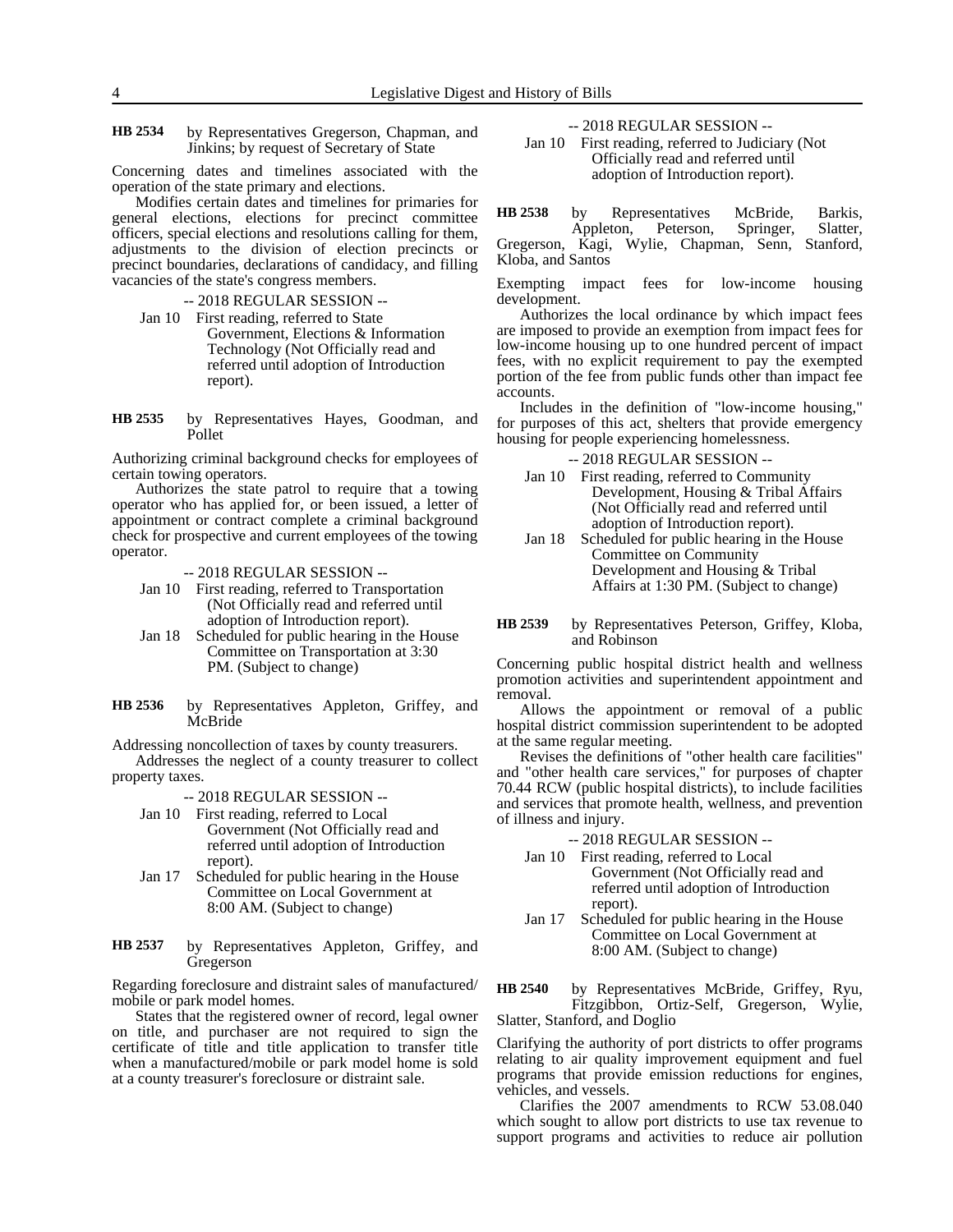**HB 2534** by Representatives Gregerson, Chapman, and Jinkins; by request of Secretary of State

Concerning dates and timelines associated with the operation of the state primary and elections.

Modifies certain dates and timelines for primaries for general elections, elections for precinct committee officers, special elections and resolutions calling for them, adjustments to the division of election precincts or precinct boundaries, declarations of candidacy, and filling vacancies of the state's congress members.

-- 2018 REGULAR SESSION --

Jan 10 First reading, referred to State Government, Elections & Information Technology (Not Officially read and referred until adoption of Introduction report).

**HB 2535** by Representatives Hayes, Goodman, and Pollet

Authorizing criminal background checks for employees of certain towing operators.

Authorizes the state patrol to require that a towing operator who has applied for, or been issued, a letter of appointment or contract complete a criminal background check for prospective and current employees of the towing operator.

-- 2018 REGULAR SESSION --

Jan 10 First reading, referred to Transportation (Not Officially read and referred until adoption of Introduction report).

Jan 18 Scheduled for public hearing in the House Committee on Transportation at 3:30 PM. (Subject to change)

**HB 2536** by Representatives Appleton, Griffey, and McBride

Addressing noncollection of taxes by county treasurers.

Addresses the neglect of a county treasurer to collect property taxes.

-- 2018 REGULAR SESSION --

Jan 10 First reading, referred to Local Government (Not Officially read and referred until adoption of Introduction report).

Jan 17 Scheduled for public hearing in the House Committee on Local Government at 8:00 AM. (Subject to change)

**HB 2537** by Representatives Appleton, Griffey, and Gregerson

Regarding foreclosure and distraint sales of manufactured/ mobile or park model homes.

States that the registered owner of record, legal owner on title, and purchaser are not required to sign the certificate of title and title application to transfer title when a manufactured/mobile or park model home is sold at a county treasurer's foreclosure or distraint sale.

-- 2018 REGULAR SESSION --

Jan 10 First reading, referred to Judiciary (Not Officially read and referred until adoption of Introduction report).

**HB 2538** by Representatives McBride, Barkis, Appleton, Peterson, Springer, Slatter, Gregerson, Kagi, Wylie, Chapman, Senn, Stanford, Kloba, and Santos

Exempting impact fees for low-income housing development.

Authorizes the local ordinance by which impact fees are imposed to provide an exemption from impact fees for low-income housing up to one hundred percent of impact fees, with no explicit requirement to pay the exempted portion of the fee from public funds other than impact fee accounts.

Includes in the definition of "low-income housing," for purposes of this act, shelters that provide emergency housing for people experiencing homelessness.

-- 2018 REGULAR SESSION --

Jan 10 First reading, referred to Community Development, Housing & Tribal Affairs (Not Officially read and referred until adoption of Introduction report).

Jan 18 Scheduled for public hearing in the House Committee on Community Development and Housing & Tribal Affairs at 1:30 PM. (Subject to change)

**HB 2539** by Representatives Peterson, Griffey, Kloba, and Robinson

Concerning public hospital district health and wellness promotion activities and superintendent appointment and removal.

Allows the appointment or removal of a public hospital district commission superintendent to be adopted at the same regular meeting.

Revises the definitions of "other health care facilities" and "other health care services," for purposes of chapter 70.44 RCW (public hospital districts), to include facilities and services that promote health, wellness, and prevention of illness and injury.

-- 2018 REGULAR SESSION --

Jan 10 First reading, referred to Local Government (Not Officially read and referred until adoption of Introduction report).

Jan 17 Scheduled for public hearing in the House Committee on Local Government at 8:00 AM. (Subject to change)

**HB 2540** by Representatives McBride, Griffey, Ryu, Fitzgibbon, Ortiz-Self, Gregerson, Wylie, Slatter, Stanford, and Doglio

Clarifying the authority of port districts to offer programs relating to air quality improvement equipment and fuel programs that provide emission reductions for engines, vehicles, and vessels.

Clarifies the 2007 amendments to RCW 53.08.040 which sought to allow port districts to use tax revenue to support programs and activities to reduce air pollution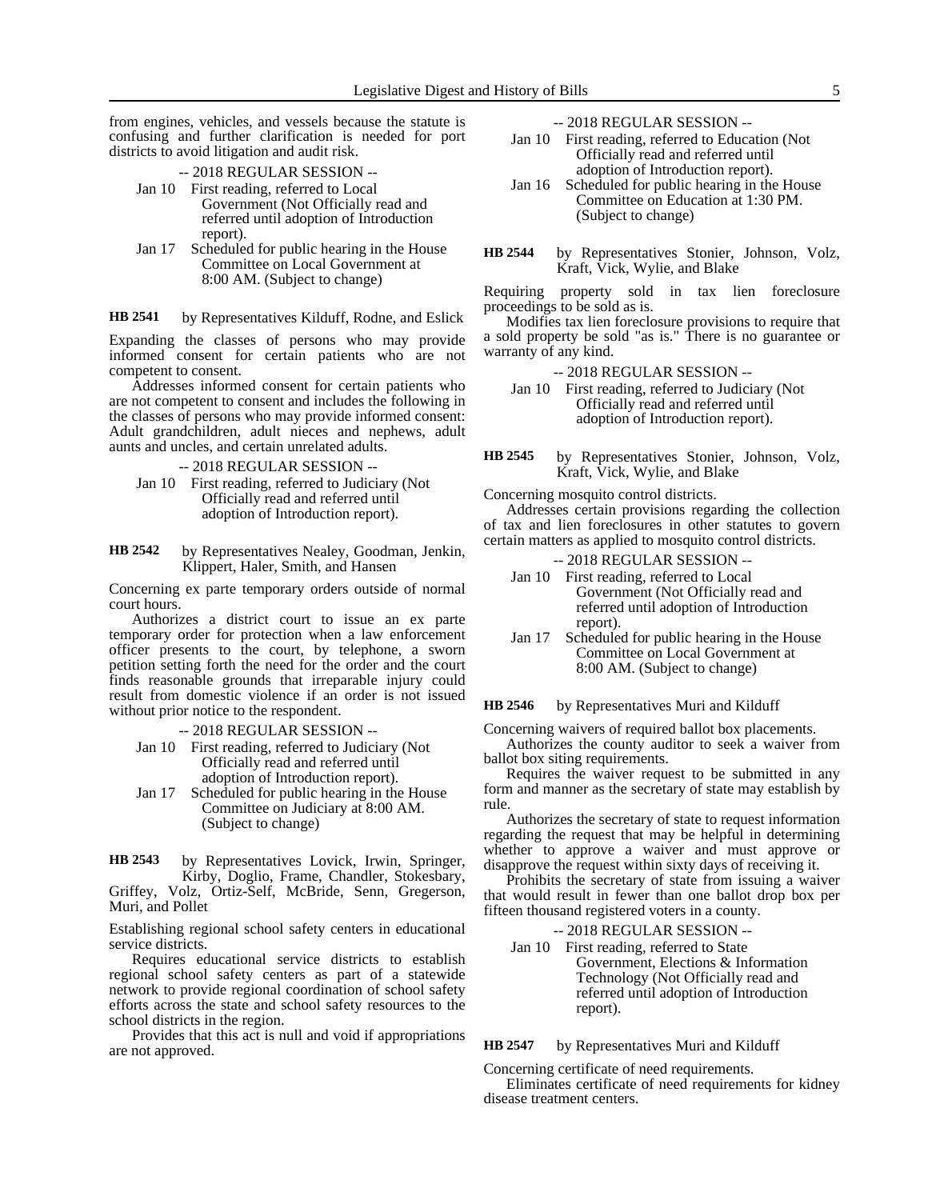from engines, vehicles, and vessels because the statute is confusing and further clarification is needed for port districts to avoid litigation and audit risk.

-- 2018 REGULAR SESSION --

Jan 10 First reading, referred to Local Government (Not Officially read and referred until adoption of Introduction report).

Jan 17 Scheduled for public hearing in the House Committee on Local Government at 8:00 AM. (Subject to change)

**HB 2541** by Representatives Kilduff, Rodne, and Eslick

Expanding the classes of persons who may provide informed consent for certain patients who are not competent to consent.

Addresses informed consent for certain patients who are not competent to consent and includes the following in the classes of persons who may provide informed consent: Adult grandchildren, adult nieces and nephews, adult aunts and uncles, and certain unrelated adults.

-- 2018 REGULAR SESSION --

Jan 10 First reading, referred to Judiciary (Not Officially read and referred until adoption of Introduction report).

**HB 2542** by Representatives Nealey, Goodman, Jenkin, Klippert, Haler, Smith, and Hansen

Concerning ex parte temporary orders outside of normal court hours.

Authorizes a district court to issue an ex parte temporary order for protection when a law enforcement officer presents to the court, by telephone, a sworn petition setting forth the need for the order and the court finds reasonable grounds that irreparable injury could result from domestic violence if an order is not issued without prior notice to the respondent.

-- 2018 REGULAR SESSION --

Jan 10 First reading, referred to Judiciary (Not Officially read and referred until adoption of Introduction report).

Jan 17 Scheduled for public hearing in the House Committee on Judiciary at 8:00 AM. (Subject to change)

**HB 2543** by Representatives Lovick, Irwin, Springer, Kirby, Doglio, Frame, Chandler, Stokesbary, Griffey, Volz, Ortiz-Self, McBride, Senn, Gregerson, Muri, and Pollet

Establishing regional school safety centers in educational service districts.

Requires educational service districts to establish regional school safety centers as part of a statewide network to provide regional coordination of school safety efforts across the state and school safety resources to the school districts in the region.

Provides that this act is null and void if appropriations are not approved.

-- 2018 REGULAR SESSION --

Jan 10 First reading, referred to Education (Not Officially read and referred until adoption of Introduction report).

Jan 16 Scheduled for public hearing in the House Committee on Education at 1:30 PM. (Subject to change)

**HB 2544** by Representatives Stonier, Johnson, Volz, Kraft, Vick, Wylie, and Blake

Requiring property sold in tax lien foreclosure proceedings to be sold as is.

Modifies tax lien foreclosure provisions to require that a sold property be sold "as is." There is no guarantee or warranty of any kind.

-- 2018 REGULAR SESSION --

Jan 10 First reading, referred to Judiciary (Not Officially read and referred until adoption of Introduction report).

**HB 2545** by Representatives Stonier, Johnson, Volz, Kraft, Vick, Wylie, and Blake

Concerning mosquito control districts.

Addresses certain provisions regarding the collection of tax and lien foreclosures in other statutes to govern certain matters as applied to mosquito control districts.

-- 2018 REGULAR SESSION --

Jan 10 First reading, referred to Local Government (Not Officially read and referred until adoption of Introduction report).

Jan 17 Scheduled for public hearing in the House Committee on Local Government at 8:00 AM. (Subject to change)

**HB 2546** by Representatives Muri and Kilduff

Concerning waivers of required ballot box placements.

Authorizes the county auditor to seek a waiver from ballot box siting requirements.

Requires the waiver request to be submitted in any form and manner as the secretary of state may establish by rule.

Authorizes the secretary of state to request information regarding the request that may be helpful in determining whether to approve a waiver and must approve or disapprove the request within sixty days of receiving it.

Prohibits the secretary of state from issuing a waiver that would result in fewer than one ballot drop box per fifteen thousand registered voters in a county.

-- 2018 REGULAR SESSION --

Jan 10 First reading, referred to State Government, Elections & Information Technology (Not Officially read and referred until adoption of Introduction report).

**HB 2547** by Representatives Muri and Kilduff

Concerning certificate of need requirements.

Eliminates certificate of need requirements for kidney disease treatment centers.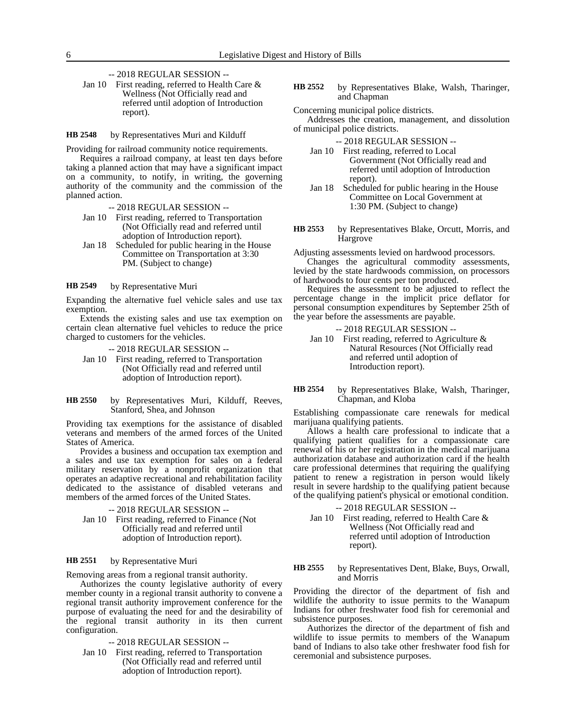-- 2018 REGULAR SESSION --

Jan 10 First reading, referred to Health Care & Wellness (Not Officially read and referred until adoption of Introduction report).

**HB 2548** by Representatives Muri and Kilduff

Providing for railroad community notice requirements.

Requires a railroad company, at least ten days before taking a planned action that may have a significant impact on a community, to notify, in writing, the governing authority of the community and the commission of the planned action.

-- 2018 REGULAR SESSION --

Jan 10 First reading, referred to Transportation (Not Officially read and referred until adoption of Introduction report).

Jan 18 Scheduled for public hearing in the House Committee on Transportation at 3:30 PM. (Subject to change)

**HB 2549** by Representative Muri

Expanding the alternative fuel vehicle sales and use tax exemption.

Extends the existing sales and use tax exemption on certain clean alternative fuel vehicles to reduce the price charged to customers for the vehicles.

-- 2018 REGULAR SESSION --

Jan 10 First reading, referred to Transportation (Not Officially read and referred until adoption of Introduction report).

**HB 2550** by Representatives Muri, Kilduff, Reeves, Stanford, Shea, and Johnson

Providing tax exemptions for the assistance of disabled veterans and members of the armed forces of the United States of America.

Provides a business and occupation tax exemption and a sales and use tax exemption for sales on a federal military reservation by a nonprofit organization that operates an adaptive recreational and rehabilitation facility dedicated to the assistance of disabled veterans and members of the armed forces of the United States.

-- 2018 REGULAR SESSION --

Jan 10 First reading, referred to Finance (Not Officially read and referred until adoption of Introduction report).

**HB 2551** by Representative Muri

Removing areas from a regional transit authority.

Authorizes the county legislative authority of every member county in a regional transit authority to convene a regional transit authority improvement conference for the purpose of evaluating the need for and the desirability of the regional transit authority in its then current configuration.

-- 2018 REGULAR SESSION --

Jan 10 First reading, referred to Transportation (Not Officially read and referred until adoption of Introduction report).

**HB 2552** by Representatives Blake, Walsh, Tharinger, and Chapman

Concerning municipal police districts.

Addresses the creation, management, and dissolution of municipal police districts.

-- 2018 REGULAR SESSION --

Jan 10 First reading, referred to Local Government (Not Officially read and referred until adoption of Introduction report).

Jan 18 Scheduled for public hearing in the House Committee on Local Government at 1:30 PM. (Subject to change)

**HB 2553** by Representatives Blake, Orcutt, Morris, and Hargrove

Adjusting assessments levied on hardwood processors.

Changes the agricultural commodity assessments, levied by the state hardwoods commission, on processors of hardwoods to four cents per ton produced.

Requires the assessment to be adjusted to reflect the percentage change in the implicit price deflator for personal consumption expenditures by September 25th of the year before the assessments are payable.

-- 2018 REGULAR SESSION --

Jan 10 First reading, referred to Agriculture & Natural Resources (Not Officially read and referred until adoption of Introduction report).

**HB 2554** by Representatives Blake, Walsh, Tharinger, Chapman, and Kloba

Establishing compassionate care renewals for medical marijuana qualifying patients.

Allows a health care professional to indicate that a qualifying patient qualifies for a compassionate care renewal of his or her registration in the medical marijuana authorization database and authorization card if the health care professional determines that requiring the qualifying patient to renew a registration in person would likely result in severe hardship to the qualifying patient because of the qualifying patient's physical or emotional condition.

-- 2018 REGULAR SESSION --

Jan 10 First reading, referred to Health Care & Wellness (Not Officially read and referred until adoption of Introduction report).

**HB 2555** by Representatives Dent, Blake, Buys, Orwall, and Morris

Providing the director of the department of fish and wildlife the authority to issue permits to the Wanapum Indians for other freshwater food fish for ceremonial and subsistence purposes.

Authorizes the director of the department of fish and wildlife to issue permits to members of the Wanapum band of Indians to also take other freshwater food fish for ceremonial and subsistence purposes.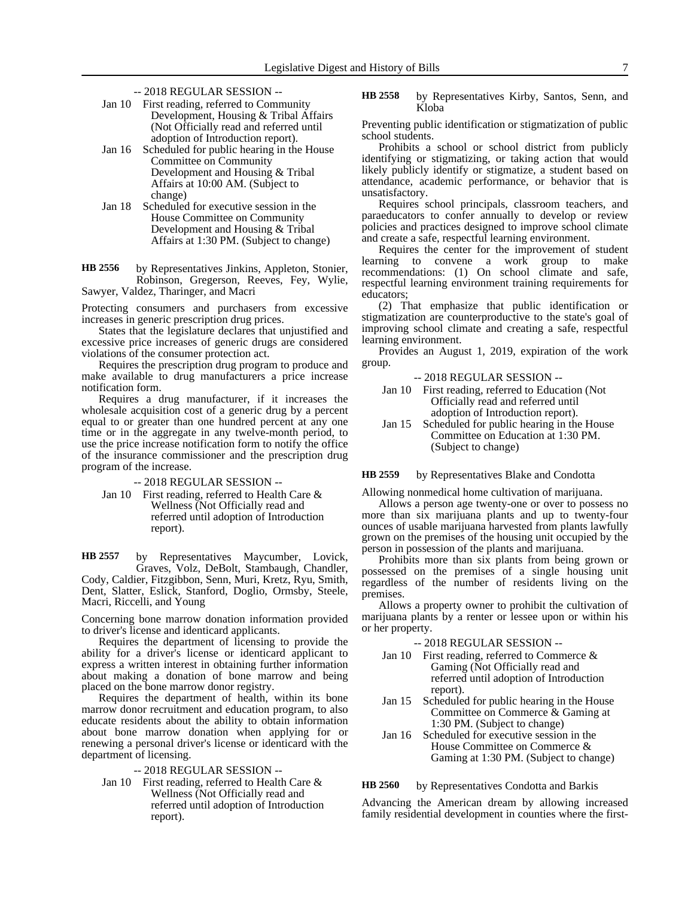-- 2018 REGULAR SESSION --

- Jan 10 First reading, referred to Community Development, Housing & Tribal Affairs (Not Officially read and referred until adoption of Introduction report).
- Jan 16 Scheduled for public hearing in the House Committee on Community Development and Housing & Tribal Affairs at 10:00 AM. (Subject to change)
- Jan 18 Scheduled for executive session in the House Committee on Community Development and Housing & Tribal Affairs at 1:30 PM. (Subject to change)

**HB 2556** by Representatives Jinkins, Appleton, Stonier, Robinson, Gregerson, Reeves, Fey, Wylie, Sawyer, Valdez, Tharinger, and Macri

Protecting consumers and purchasers from excessive increases in generic prescription drug prices.

States that the legislature declares that unjustified and excessive price increases of generic drugs are considered violations of the consumer protection act.

Requires the prescription drug program to produce and make available to drug manufacturers a price increase notification form.

Requires a drug manufacturer, if it increases the wholesale acquisition cost of a generic drug by a percent equal to or greater than one hundred percent at any one time or in the aggregate in any twelve-month period, to use the price increase notification form to notify the office of the insurance commissioner and the prescription drug program of the increase.

-- 2018 REGULAR SESSION --

- Jan 10 First reading, referred to Health Care & Wellness (Not Officially read and referred until adoption of Introduction report).

**HB 2557** by Representatives Maycumber, Lovick, Graves, Volz, DeBolt, Stambaugh, Chandler, Cody, Caldier, Fitzgibbon, Senn, Muri, Kretz, Ryu, Smith, Dent, Slatter, Eslick, Stanford, Doglio, Ormsby, Steele, Macri, Riccelli, and Young

Concerning bone marrow donation information provided to driver's license and identicard applicants.

Requires the department of licensing to provide the ability for a driver's license or identicard applicant to express a written interest in obtaining further information about making a donation of bone marrow and being placed on the bone marrow donor registry.

Requires the department of health, within its bone marrow donor recruitment and education program, to also educate residents about the ability to obtain information about bone marrow donation when applying for or renewing a personal driver's license or identicard with the department of licensing.

-- 2018 REGULAR SESSION --

- Jan 10 First reading, referred to Health Care & Wellness (Not Officially read and referred until adoption of Introduction report).

**HB 2558** by Representatives Kirby, Santos, Senn, and Kloba

Preventing public identification or stigmatization of public school students.

Prohibits a school or school district from publicly identifying or stigmatizing, or taking action that would likely publicly identify or stigmatize, a student based on attendance, academic performance, or behavior that is unsatisfactory.

Requires school principals, classroom teachers, and paraeducators to confer annually to develop or review policies and practices designed to improve school climate and create a safe, respectful learning environment.

Requires the center for the improvement of student learning to convene a work group to make recommendations: (1) On school climate and safe, respectful learning environment training requirements for educators;

(2) That emphasize that public identification or stigmatization are counterproductive to the state's goal of improving school climate and creating a safe, respectful learning environment.

Provides an August 1, 2019, expiration of the work group.

-- 2018 REGULAR SESSION --

- Jan 10 First reading, referred to Education (Not Officially read and referred until adoption of Introduction report).
- Jan 15 Scheduled for public hearing in the House Committee on Education at 1:30 PM. (Subject to change)

**HB 2559** by Representatives Blake and Condotta

Allowing nonmedical home cultivation of marijuana.

Allows a person age twenty-one or over to possess no more than six marijuana plants and up to twenty-four ounces of usable marijuana harvested from plants lawfully grown on the premises of the housing unit occupied by the person in possession of the plants and marijuana.

Prohibits more than six plants from being grown or possessed on the premises of a single housing unit regardless of the number of residents living on the premises.

Allows a property owner to prohibit the cultivation of marijuana plants by a renter or lessee upon or within his or her property.

-- 2018 REGULAR SESSION --

- Jan 10 First reading, referred to Commerce & Gaming (Not Officially read and referred until adoption of Introduction report).
- Jan 15 Scheduled for public hearing in the House Committee on Commerce & Gaming at 1:30 PM. (Subject to change)
- Jan 16 Scheduled for executive session in the House Committee on Commerce & Gaming at 1:30 PM. (Subject to change)

**HB 2560** by Representatives Condotta and Barkis

Advancing the American dream by allowing increased family residential development in counties where the first-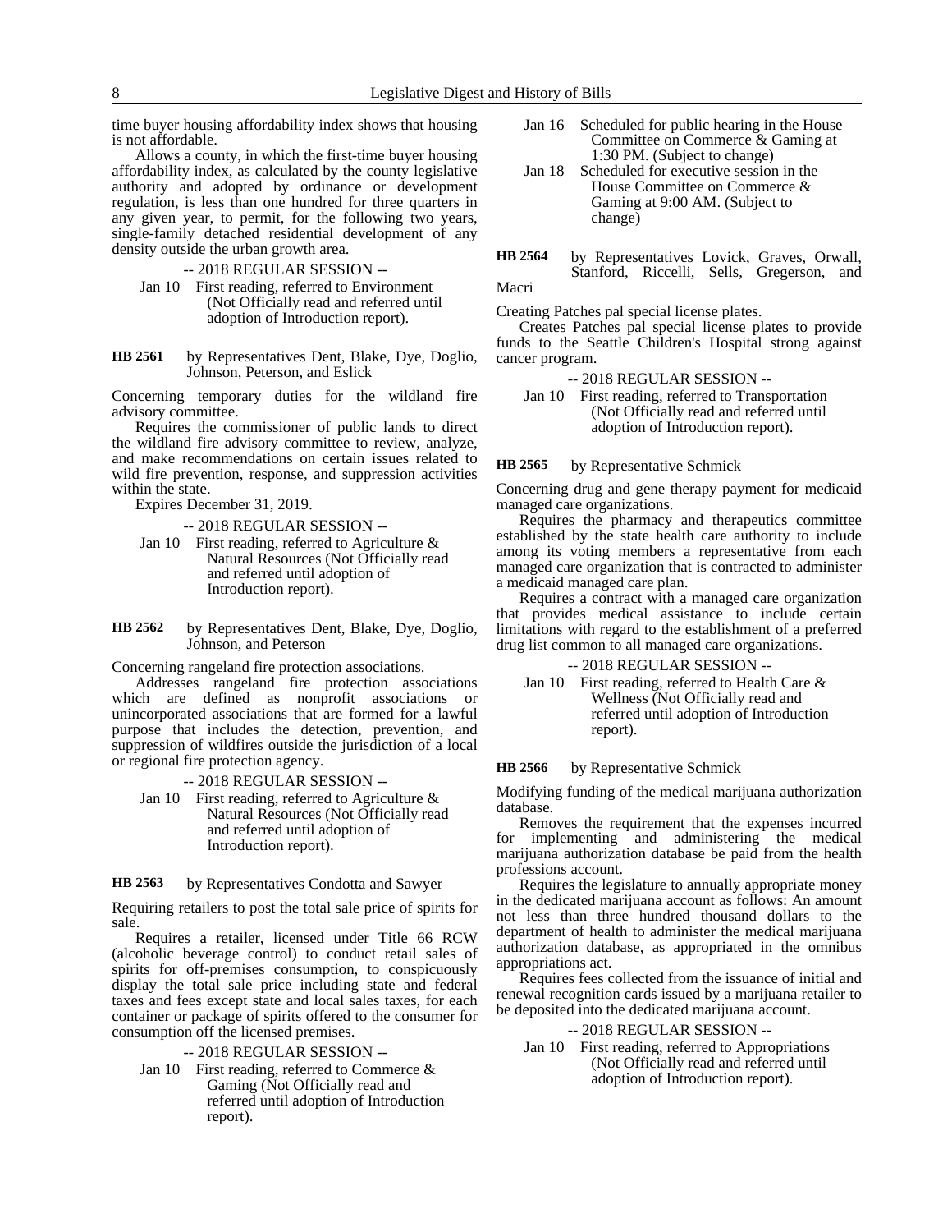time buyer housing affordability index shows that housing is not affordable.

Allows a county, in which the first-time buyer housing affordability index, as calculated by the county legislative authority and adopted by ordinance or development regulation, is less than one hundred for three quarters in any given year, to permit, for the following two years, single-family detached residential development of any density outside the urban growth area.

-- 2018 REGULAR SESSION --

Jan 10 First reading, referred to Environment (Not Officially read and referred until adoption of Introduction report).

**HB 2561** by Representatives Dent, Blake, Dye, Doglio, Johnson, Peterson, and Eslick

Concerning temporary duties for the wildland fire advisory committee.

Requires the commissioner of public lands to direct the wildland fire advisory committee to review, analyze, and make recommendations on certain issues related to wild fire prevention, response, and suppression activities within the state.

Expires December 31, 2019.

-- 2018 REGULAR SESSION --

Jan 10 First reading, referred to Agriculture & Natural Resources (Not Officially read and referred until adoption of Introduction report).

**HB 2562** by Representatives Dent, Blake, Dye, Doglio, Johnson, and Peterson

Concerning rangeland fire protection associations.

Addresses rangeland fire protection associations which are defined as nonprofit associations or unincorporated associations that are formed for a lawful purpose that includes the detection, prevention, and suppression of wildfires outside the jurisdiction of a local or regional fire protection agency.

-- 2018 REGULAR SESSION --

Jan 10 First reading, referred to Agriculture & Natural Resources (Not Officially read and referred until adoption of Introduction report).

**HB 2563** by Representatives Condotta and Sawyer

Requiring retailers to post the total sale price of spirits for sale.

Requires a retailer, licensed under Title 66 RCW (alcoholic beverage control) to conduct retail sales of spirits for off-premises consumption, to conspicuously display the total sale price including state and federal taxes and fees except state and local sales taxes, for each container or package of spirits offered to the consumer for consumption off the licensed premises.

-- 2018 REGULAR SESSION --

Jan 10 First reading, referred to Commerce & Gaming (Not Officially read and referred until adoption of Introduction report).

Jan 16 Scheduled for public hearing in the House Committee on Commerce & Gaming at 1:30 PM. (Subject to change)

Jan 18 Scheduled for executive session in the House Committee on Commerce & Gaming at 9:00 AM. (Subject to change)

**HB 2564** by Representatives Lovick, Graves, Orwall, Stanford, Riccelli, Sells, Gregerson, and Macri

Creating Patches pal special license plates.

Creates Patches pal special license plates to provide funds to the Seattle Children's Hospital strong against cancer program.

-- 2018 REGULAR SESSION --

Jan 10 First reading, referred to Transportation (Not Officially read and referred until adoption of Introduction report).

**HB 2565** by Representative Schmick

Concerning drug and gene therapy payment for medicaid managed care organizations.

Requires the pharmacy and therapeutics committee established by the state health care authority to include among its voting members a representative from each managed care organization that is contracted to administer a medicaid managed care plan.

Requires a contract with a managed care organization that provides medical assistance to include certain limitations with regard to the establishment of a preferred drug list common to all managed care organizations.

-- 2018 REGULAR SESSION --

Jan 10 First reading, referred to Health Care & Wellness (Not Officially read and referred until adoption of Introduction report).

**HB 2566** by Representative Schmick

Modifying funding of the medical marijuana authorization database.

Removes the requirement that the expenses incurred for implementing and administering the medical marijuana authorization database be paid from the health professions account.

Requires the legislature to annually appropriate money in the dedicated marijuana account as follows: An amount not less than three hundred thousand dollars to the department of health to administer the medical marijuana authorization database, as appropriated in the omnibus appropriations act.

Requires fees collected from the issuance of initial and renewal recognition cards issued by a marijuana retailer to be deposited into the dedicated marijuana account.

-- 2018 REGULAR SESSION --

Jan 10 First reading, referred to Appropriations (Not Officially read and referred until adoption of Introduction report).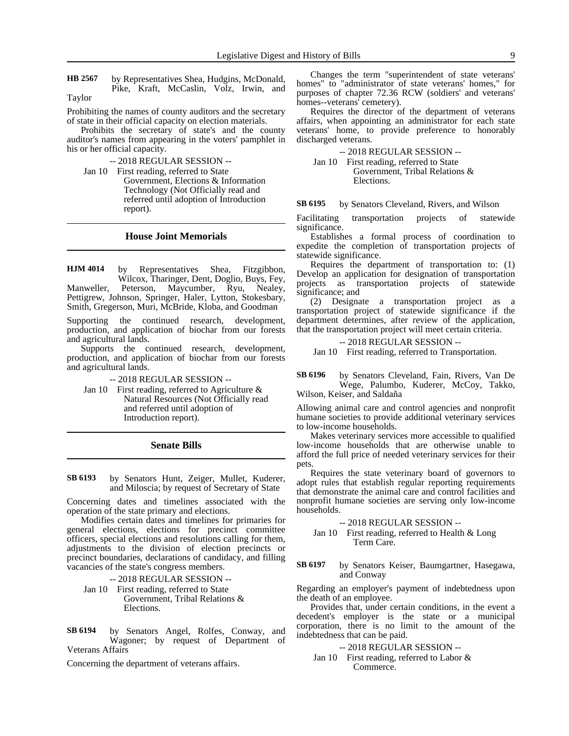**HB 2567** by Representatives Shea, Hudgins, McDonald, Pike, Kraft, McCaslin, Volz, Irwin, and Taylor

Prohibiting the names of county auditors and the secretary of state in their official capacity on election materials.

Prohibits the secretary of state's and the county auditor's names from appearing in the voters' pamphlet in his or her official capacity.

-- 2018 REGULAR SESSION --

Jan 10 First reading, referred to State Government, Elections & Information Technology (Not Officially read and referred until adoption of Introduction report).

## House Joint Memorials

**HJM 4014** by Representatives Shea, Fitzgibbon, Wilcox, Tharinger, Dent, Doglio, Buys, Fey, Manweller, Peterson, Maycumber, Ryu, Nealey, Pettigrew, Johnson, Springer, Haler, Lytton, Stokesbary, Smith, Gregerson, Muri, McBride, Kloba, and Goodman

Supporting the continued research, development, production, and application of biochar from our forests and agricultural lands.

Supports the continued research, development, production, and application of biochar from our forests and agricultural lands.

-- 2018 REGULAR SESSION --

Jan 10 First reading, referred to Agriculture & Natural Resources (Not Officially read and referred until adoption of Introduction report).

## Senate Bills

**SB 6193** by Senators Hunt, Zeiger, Mullet, Kuderer, and Miloscia; by request of Secretary of State

Concerning dates and timelines associated with the operation of the state primary and elections.

Modifies certain dates and timelines for primaries for general elections, elections for precinct committee officers, special elections and resolutions calling for them, adjustments to the division of election precincts or precinct boundaries, declarations of candidacy, and filling vacancies of the state's congress members.

-- 2018 REGULAR SESSION --

Jan 10 First reading, referred to State Government, Tribal Relations & Elections.

**SB 6194** by Senators Angel, Rolfes, Conway, and Wagoner; by request of Department of Veterans Affairs

Concerning the department of veterans affairs.

Changes the term "superintendent of state veterans' homes" to "administrator of state veterans' homes," for purposes of chapter 72.36 RCW (soldiers' and veterans' homes--veterans' cemetery).

Requires the director of the department of veterans affairs, when appointing an administrator for each state veterans' home, to provide preference to honorably discharged veterans.

-- 2018 REGULAR SESSION --

Jan 10 First reading, referred to State Government, Tribal Relations & Elections.

**SB 6195** by Senators Cleveland, Rivers, and Wilson

Facilitating transportation projects of statewide significance.

Establishes a formal process of coordination to expedite the completion of transportation projects of statewide significance.

Requires the department of transportation to: (1) Develop an application for designation of transportation projects as transportation projects of statewide significance; and

(2) Designate a transportation project as a transportation project of statewide significance if the department determines, after review of the application, that the transportation project will meet certain criteria.

-- 2018 REGULAR SESSION --

Jan 10 First reading, referred to Transportation.

**SB 6196** by Senators Cleveland, Fain, Rivers, Van De Wege, Palumbo, Kuderer, McCoy, Takko, Wilson, Keiser, and Saldaña

Allowing animal care and control agencies and nonprofit humane societies to provide additional veterinary services to low-income households.

Makes veterinary services more accessible to qualified low-income households that are otherwise unable to afford the full price of needed veterinary services for their pets.

Requires the state veterinary board of governors to adopt rules that establish regular reporting requirements that demonstrate the animal care and control facilities and nonprofit humane societies are serving only low-income households.

-- 2018 REGULAR SESSION --

Jan 10 First reading, referred to Health & Long Term Care.

**SB 6197** by Senators Keiser, Baumgartner, Hasegawa, and Conway

Regarding an employer's payment of indebtedness upon the death of an employee.

Provides that, under certain conditions, in the event a decedent's employer is the state or a municipal corporation, there is no limit to the amount of the indebtedness that can be paid.

-- 2018 REGULAR SESSION --

Jan 10 First reading, referred to Labor & Commerce.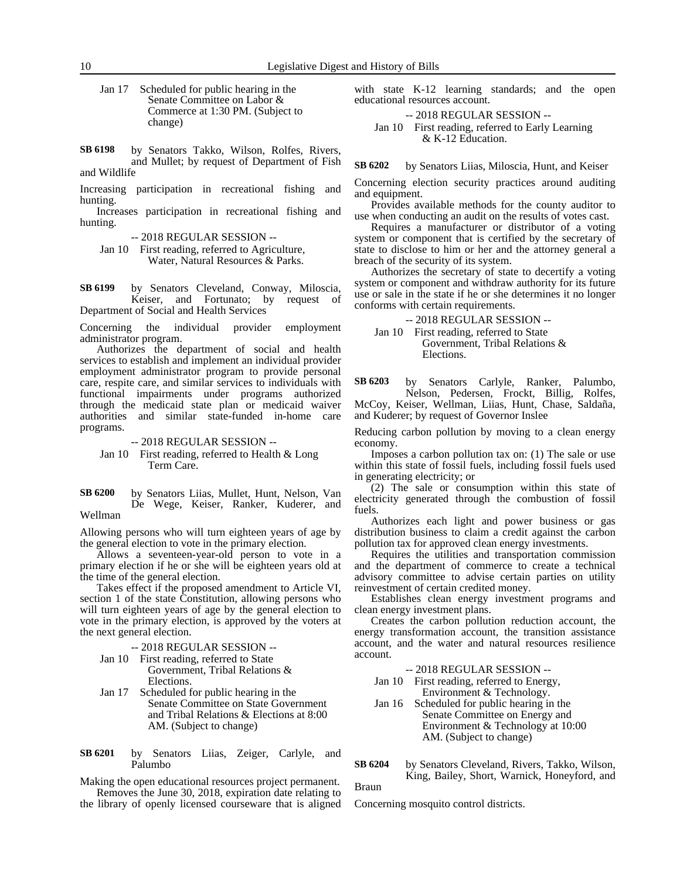Jan 17 Scheduled for public hearing in the Senate Committee on Labor & Commerce at 1:30 PM. (Subject to change)

**SB 6198** by Senators Takko, Wilson, Rolfes, Rivers, and Mullet; by request of Department of Fish and Wildlife

Increasing participation in recreational fishing and hunting.

Increases participation in recreational fishing and hunting.

-- 2018 REGULAR SESSION --

Jan 10 First reading, referred to Agriculture, Water, Natural Resources & Parks.

**SB 6199** by Senators Cleveland, Conway, Miloscia, Keiser, and Fortunato; by request of Department of Social and Health Services

Concerning the individual provider employment administrator program.

Authorizes the department of social and health services to establish and implement an individual provider employment administrator program to provide personal care, respite care, and similar services to individuals with functional impairments under programs authorized through the medicaid state plan or medicaid waiver authorities and similar state-funded in-home care programs.

-- 2018 REGULAR SESSION --

Jan 10 First reading, referred to Health & Long Term Care.

**SB 6200** by Senators Liias, Mullet, Hunt, Nelson, Van De Wege, Keiser, Ranker, Kuderer, and Wellman

Allowing persons who will turn eighteen years of age by the general election to vote in the primary election.

Allows a seventeen-year-old person to vote in a primary election if he or she will be eighteen years old at the time of the general election.

Takes effect if the proposed amendment to Article VI, section 1 of the state Constitution, allowing persons who will turn eighteen years of age by the general election to vote in the primary election, is approved by the voters at the next general election.

-- 2018 REGULAR SESSION --

Jan 10 First reading, referred to State Government, Tribal Relations & Elections.

Jan 17 Scheduled for public hearing in the Senate Committee on State Government and Tribal Relations & Elections at 8:00 AM. (Subject to change)

**SB 6201** by Senators Liias, Zeiger, Carlyle, and Palumbo

Making the open educational resources project permanent.

Removes the June 30, 2018, expiration date relating to the library of openly licensed courseware that is aligned with state K-12 learning standards; and the open educational resources account.

-- 2018 REGULAR SESSION --

Jan 10 First reading, referred to Early Learning & K-12 Education.

**SB 6202** by Senators Liias, Miloscia, Hunt, and Keiser

Concerning election security practices around auditing and equipment.

Provides available methods for the county auditor to use when conducting an audit on the results of votes cast.

Requires a manufacturer or distributor of a voting system or component that is certified by the secretary of state to disclose to him or her and the attorney general a breach of the security of its system.

Authorizes the secretary of state to decertify a voting system or component and withdraw authority for its future use or sale in the state if he or she determines it no longer conforms with certain requirements.

-- 2018 REGULAR SESSION --

Jan 10 First reading, referred to State Government, Tribal Relations & Elections.

**SB 6203** by Senators Carlyle, Ranker, Palumbo, Nelson, Pedersen, Frockt, Billig, Rolfes, McCoy, Keiser, Wellman, Liias, Hunt, Chase, Saldaña, and Kuderer; by request of Governor Inslee

Reducing carbon pollution by moving to a clean energy economy.

Imposes a carbon pollution tax on: (1) The sale or use within this state of fossil fuels, including fossil fuels used in generating electricity; or

(2) The sale or consumption within this state of electricity generated through the combustion of fossil fuels.

Authorizes each light and power business or gas distribution business to claim a credit against the carbon pollution tax for approved clean energy investments.

Requires the utilities and transportation commission and the department of commerce to create a technical advisory committee to advise certain parties on utility reinvestment of certain credited money.

Establishes clean energy investment programs and clean energy investment plans.

Creates the carbon pollution reduction account, the energy transformation account, the transition assistance account, and the water and natural resources resilience account.

-- 2018 REGULAR SESSION --

Jan 10 First reading, referred to Energy, Environment & Technology.

Jan 16 Scheduled for public hearing in the Senate Committee on Energy and Environment & Technology at 10:00 AM. (Subject to change)

**SB 6204** by Senators Cleveland, Rivers, Takko, Wilson, King, Bailey, Short, Warnick, Honeyford, and Braun

Concerning mosquito control districts.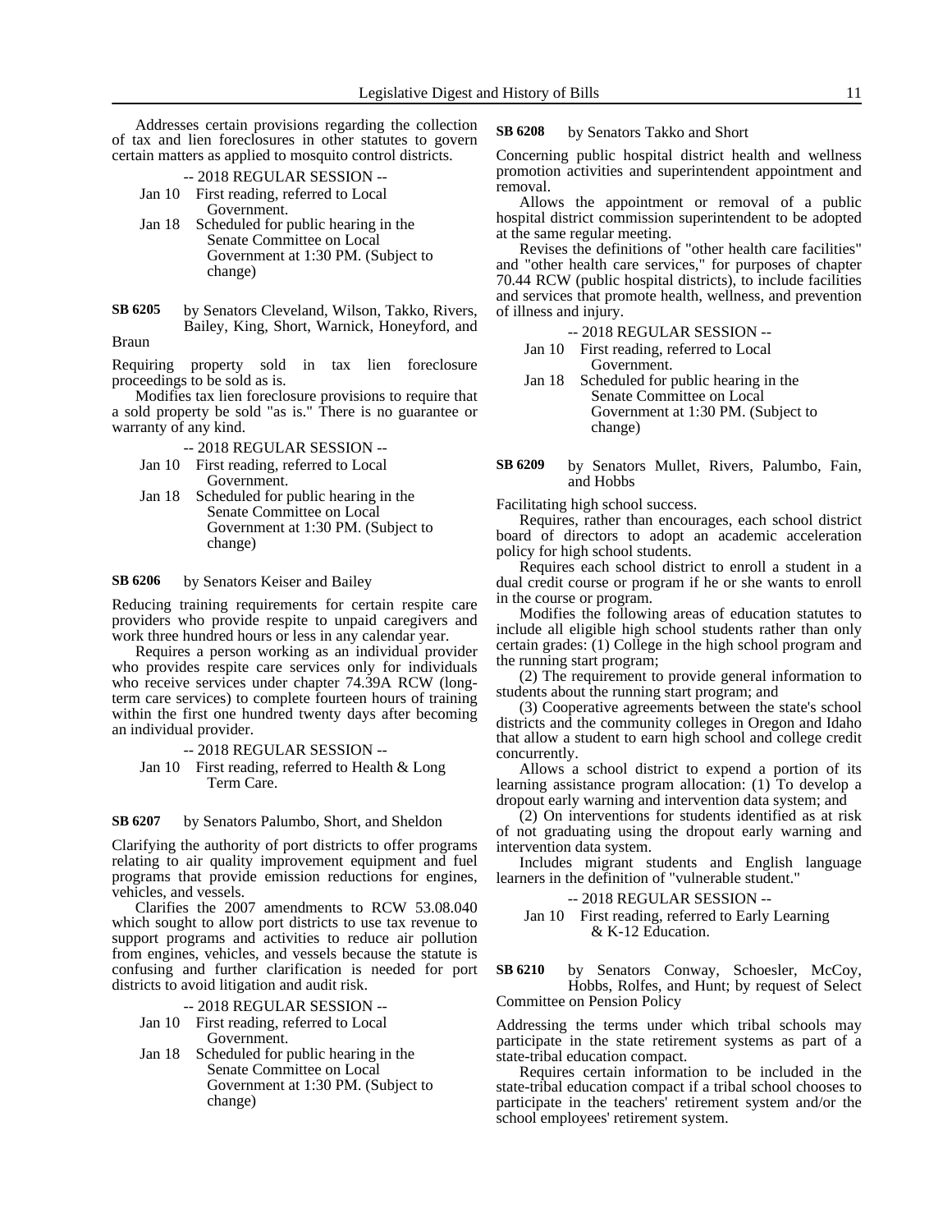Addresses certain provisions regarding the collection of tax and lien foreclosures in other statutes to govern certain matters as applied to mosquito control districts.

-- 2018 REGULAR SESSION --

Jan 10 First reading, referred to Local Government.

Jan 18 Scheduled for public hearing in the Senate Committee on Local Government at 1:30 PM. (Subject to change)

**SB 6205** by Senators Cleveland, Wilson, Takko, Rivers, Bailey, King, Short, Warnick, Honeyford, and Braun

Requiring property sold in tax lien foreclosure proceedings to be sold as is.

Modifies tax lien foreclosure provisions to require that a sold property be sold "as is." There is no guarantee or warranty of any kind.

-- 2018 REGULAR SESSION --

Jan 10 First reading, referred to Local Government.

Jan 18 Scheduled for public hearing in the Senate Committee on Local Government at 1:30 PM. (Subject to change)

**SB 6206** by Senators Keiser and Bailey

Reducing training requirements for certain respite care providers who provide respite to unpaid caregivers and work three hundred hours or less in any calendar year.

Requires a person working as an individual provider who provides respite care services only for individuals who receive services under chapter 74.39A RCW (long-term care services) to complete fourteen hours of training within the first one hundred twenty days after becoming an individual provider.

-- 2018 REGULAR SESSION --

Jan 10 First reading, referred to Health & Long Term Care.

**SB 6207** by Senators Palumbo, Short, and Sheldon

Clarifying the authority of port districts to offer programs relating to air quality improvement equipment and fuel programs that provide emission reductions for engines, vehicles, and vessels.

Clarifies the 2007 amendments to RCW 53.08.040 which sought to allow port districts to use tax revenue to support programs and activities to reduce air pollution from engines, vehicles, and vessels because the statute is confusing and further clarification is needed for port districts to avoid litigation and audit risk.

-- 2018 REGULAR SESSION --

Jan 10 First reading, referred to Local Government.

Jan 18 Scheduled for public hearing in the Senate Committee on Local Government at 1:30 PM. (Subject to change)

**SB 6208** by Senators Takko and Short

Concerning public hospital district health and wellness promotion activities and superintendent appointment and removal.

Allows the appointment or removal of a public hospital district commission superintendent to be adopted at the same regular meeting.

Revises the definitions of "other health care facilities" and "other health care services," for purposes of chapter 70.44 RCW (public hospital districts), to include facilities and services that promote health, wellness, and prevention of illness and injury.

-- 2018 REGULAR SESSION --

Jan 10 First reading, referred to Local Government.

Jan 18 Scheduled for public hearing in the Senate Committee on Local Government at 1:30 PM. (Subject to change)

**SB 6209** by Senators Mullet, Rivers, Palumbo, Fain, and Hobbs

Facilitating high school success.

Requires, rather than encourages, each school district board of directors to adopt an academic acceleration policy for high school students.

Requires each school district to enroll a student in a dual credit course or program if he or she wants to enroll in the course or program.

Modifies the following areas of education statutes to include all eligible high school students rather than only certain grades: (1) College in the high school program and the running start program;

(2) The requirement to provide general information to students about the running start program; and

(3) Cooperative agreements between the state's school districts and the community colleges in Oregon and Idaho that allow a student to earn high school and college credit concurrently.

Allows a school district to expend a portion of its learning assistance program allocation: (1) To develop a dropout early warning and intervention data system; and

(2) On interventions for students identified as at risk of not graduating using the dropout early warning and intervention data system.

Includes migrant students and English language learners in the definition of "vulnerable student."

-- 2018 REGULAR SESSION --

Jan 10 First reading, referred to Early Learning & K-12 Education.

**SB 6210** by Senators Conway, Schoesler, McCoy, Hobbs, Rolfes, and Hunt; by request of Select Committee on Pension Policy

Addressing the terms under which tribal schools may participate in the state retirement systems as part of a state-tribal education compact.

Requires certain information to be included in the state-tribal education compact if a tribal school chooses to participate in the teachers' retirement system and/or the school employees' retirement system.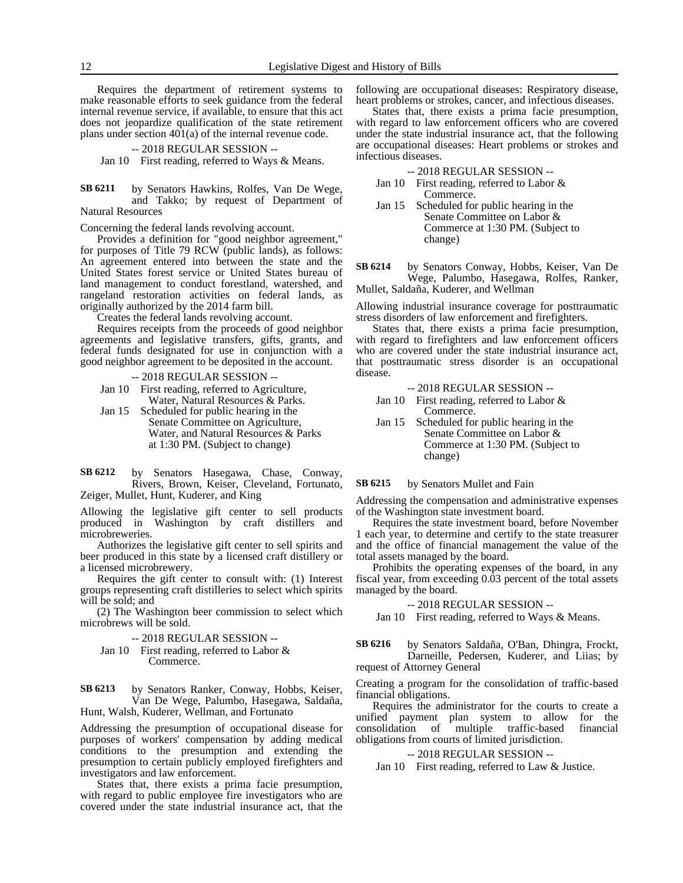Requires the department of retirement systems to make reasonable efforts to seek guidance from the federal internal revenue service, if available, to ensure that this act does not jeopardize qualification of the state retirement plans under section 401(a) of the internal revenue code.

-- 2018 REGULAR SESSION --

Jan 10 First reading, referred to Ways & Means.

**SB 6211** by Senators Hawkins, Rolfes, Van De Wege, and Takko; by request of Department of Natural Resources

Concerning the federal lands revolving account.

Provides a definition for "good neighbor agreement," for purposes of Title 79 RCW (public lands), as follows: An agreement entered into between the state and the United States forest service or United States bureau of land management to conduct forestland, watershed, and rangeland restoration activities on federal lands, as originally authorized by the 2014 farm bill.

Creates the federal lands revolving account.

Requires receipts from the proceeds of good neighbor agreements and legislative transfers, gifts, grants, and federal funds designated for use in conjunction with a good neighbor agreement to be deposited in the account.

-- 2018 REGULAR SESSION --

Jan 10 First reading, referred to Agriculture, Water, Natural Resources & Parks.

Jan 15 Scheduled for public hearing in the Senate Committee on Agriculture, Water, and Natural Resources & Parks at 1:30 PM. (Subject to change)

**SB 6212** by Senators Hasegawa, Chase, Conway, Rivers, Brown, Keiser, Cleveland, Fortunato, Zeiger, Mullet, Hunt, Kuderer, and King

Allowing the legislative gift center to sell products produced in Washington by craft distillers and microbreweries.

Authorizes the legislative gift center to sell spirits and beer produced in this state by a licensed craft distillery or a licensed microbrewery.

Requires the gift center to consult with: (1) Interest groups representing craft distilleries to select which spirits will be sold; and

(2) The Washington beer commission to select which microbrews will be sold.

-- 2018 REGULAR SESSION --

Jan 10 First reading, referred to Labor & Commerce.

**SB 6213** by Senators Ranker, Conway, Hobbs, Keiser, Van De Wege, Palumbo, Hasegawa, Saldaña, Hunt, Walsh, Kuderer, Wellman, and Fortunato

Addressing the presumption of occupational disease for purposes of workers' compensation by adding medical conditions to the presumption and extending the presumption to certain publicly employed firefighters and investigators and law enforcement.

States that, there exists a prima facie presumption, with regard to public employee fire investigators who are covered under the state industrial insurance act, that the following are occupational diseases: Respiratory disease, heart problems or strokes, cancer, and infectious diseases.

States that, there exists a prima facie presumption, with regard to law enforcement officers who are covered under the state industrial insurance act, that the following are occupational diseases: Heart problems or strokes and infectious diseases.

-- 2018 REGULAR SESSION --

Jan 10 First reading, referred to Labor & Commerce.

Jan 15 Scheduled for public hearing in the Senate Committee on Labor & Commerce at 1:30 PM. (Subject to change)

**SB 6214** by Senators Conway, Hobbs, Keiser, Van De Wege, Palumbo, Hasegawa, Rolfes, Ranker, Mullet, Saldaña, Kuderer, and Wellman

Allowing industrial insurance coverage for posttraumatic stress disorders of law enforcement and firefighters.

States that, there exists a prima facie presumption, with regard to firefighters and law enforcement officers who are covered under the state industrial insurance act, that posttraumatic stress disorder is an occupational disease.

-- 2018 REGULAR SESSION --

Jan 10 First reading, referred to Labor & Commerce.

Jan 15 Scheduled for public hearing in the Senate Committee on Labor & Commerce at 1:30 PM. (Subject to change)

**SB 6215** by Senators Mullet and Fain

Addressing the compensation and administrative expenses of the Washington state investment board.

Requires the state investment board, before November 1 each year, to determine and certify to the state treasurer and the office of financial management the value of the total assets managed by the board.

Prohibits the operating expenses of the board, in any fiscal year, from exceeding 0.03 percent of the total assets managed by the board.

-- 2018 REGULAR SESSION --

Jan 10 First reading, referred to Ways & Means.

**SB 6216** by Senators Saldaña, O'Ban, Dhingra, Frockt, Darneille, Pedersen, Kuderer, and Liias; by request of Attorney General

Creating a program for the consolidation of traffic-based financial obligations.

Requires the administrator for the courts to create a unified payment plan system to allow for the consolidation of multiple traffic-based financial obligations from courts of limited jurisdiction.

-- 2018 REGULAR SESSION --

Jan 10 First reading, referred to Law & Justice.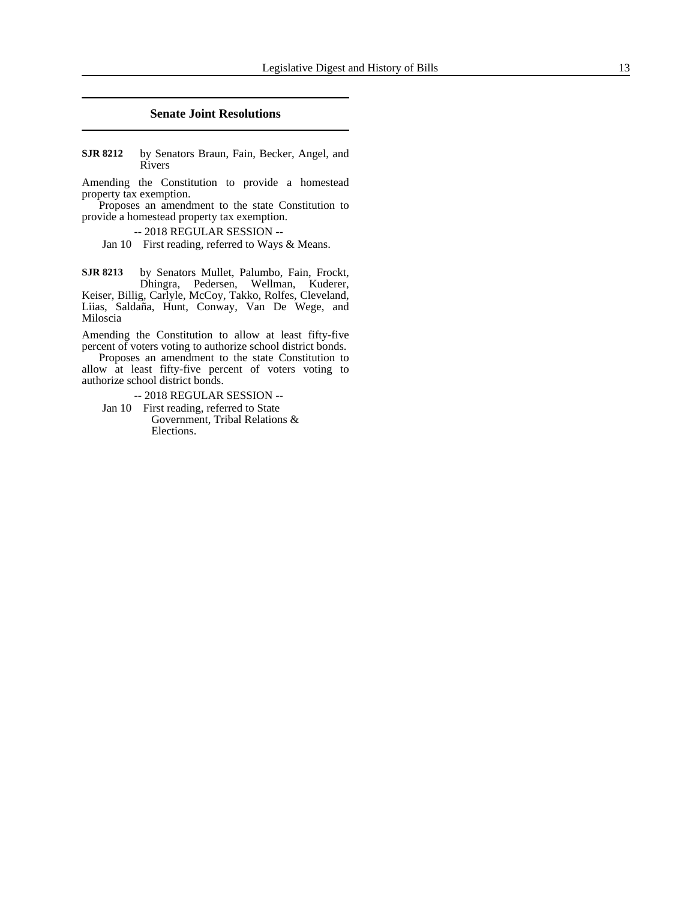## Senate Joint Resolutions

**SJR 8212** by Senators Braun, Fain, Becker, Angel, and Rivers

Amending the Constitution to provide a homestead property tax exemption.

Proposes an amendment to the state Constitution to provide a homestead property tax exemption.

-- 2018 REGULAR SESSION --

Jan 10 First reading, referred to Ways & Means.

**SJR 8213** by Senators Mullet, Palumbo, Fain, Frockt, Dhingra, Pedersen, Wellman, Kuderer, Keiser, Billig, Carlyle, McCoy, Takko, Rolfes, Cleveland, Liias, Saldaña, Hunt, Conway, Van De Wege, and Miloscia

Amending the Constitution to allow at least fifty-five percent of voters voting to authorize school district bonds.

Proposes an amendment to the state Constitution to allow at least fifty-five percent of voters voting to authorize school district bonds.

-- 2018 REGULAR SESSION --

Jan 10 First reading, referred to State Government, Tribal Relations & Elections.